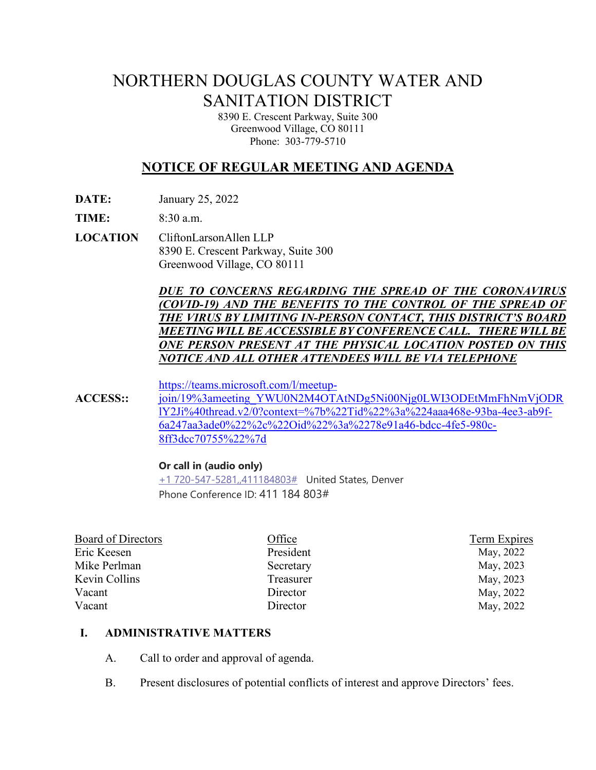# NORTHERN DOUGLAS COUNTY WATER AND SANITATION DISTRICT

8390 E. Crescent Parkway, Suite 300
Greenwood Village, CO 80111
Phone: 303-779-5710

## NOTICE OF REGULAR MEETING AND AGENDA

**DATE:** January 25, 2022

**TIME:** 8:30 a.m.

**LOCATION** CliftonLarsonAllen LLP
8390 E. Crescent Parkway, Suite 300
Greenwood Village, CO 80111

***DUE TO CONCERNS REGARDING THE SPREAD OF THE CORONAVIRUS (COVID-19) AND THE BENEFITS TO THE CONTROL OF THE SPREAD OF THE VIRUS BY LIMITING IN-PERSON CONTACT, THIS DISTRICT'S BOARD MEETING WILL BE ACCESSIBLE BY CONFERENCE CALL. THERE WILL BE ONE PERSON PRESENT AT THE PHYSICAL LOCATION POSTED ON THIS NOTICE AND ALL OTHER ATTENDEES WILL BE VIA TELEPHONE***

**ACCESS::** https://teams.microsoft.com/l/meetup-join/19%3ameeting_YWU0N2M4OTAtNDg5Ni00Njg0LWI3ODEtMmFhNmVjODRlY2Ji%40thread.v2/0?context=%7b%22Tid%22%3a%224aaa468e-93ba-4ee3-ab9f-6a247aa3ade0%22%2c%22Oid%22%3a%2278e91a46-bdcc-4fe5-980c-8ff3dcc70755%22%7d

**Or call in (audio only)**
+1 720-547-5281,,411184803# United States, Denver
Phone Conference ID: 411 184 803#

| Board of Directors | Office | Term Expires |
|---|---|---|
| Eric Keesen | President | May, 2022 |
| Mike Perlman | Secretary | May, 2023 |
| Kevin Collins | Treasurer | May, 2023 |
| Vacant | Director | May, 2022 |
| Vacant | Director | May, 2022 |

**I. ADMINISTRATIVE MATTERS**

A. Call to order and approval of agenda.

B. Present disclosures of potential conflicts of interest and approve Directors' fees.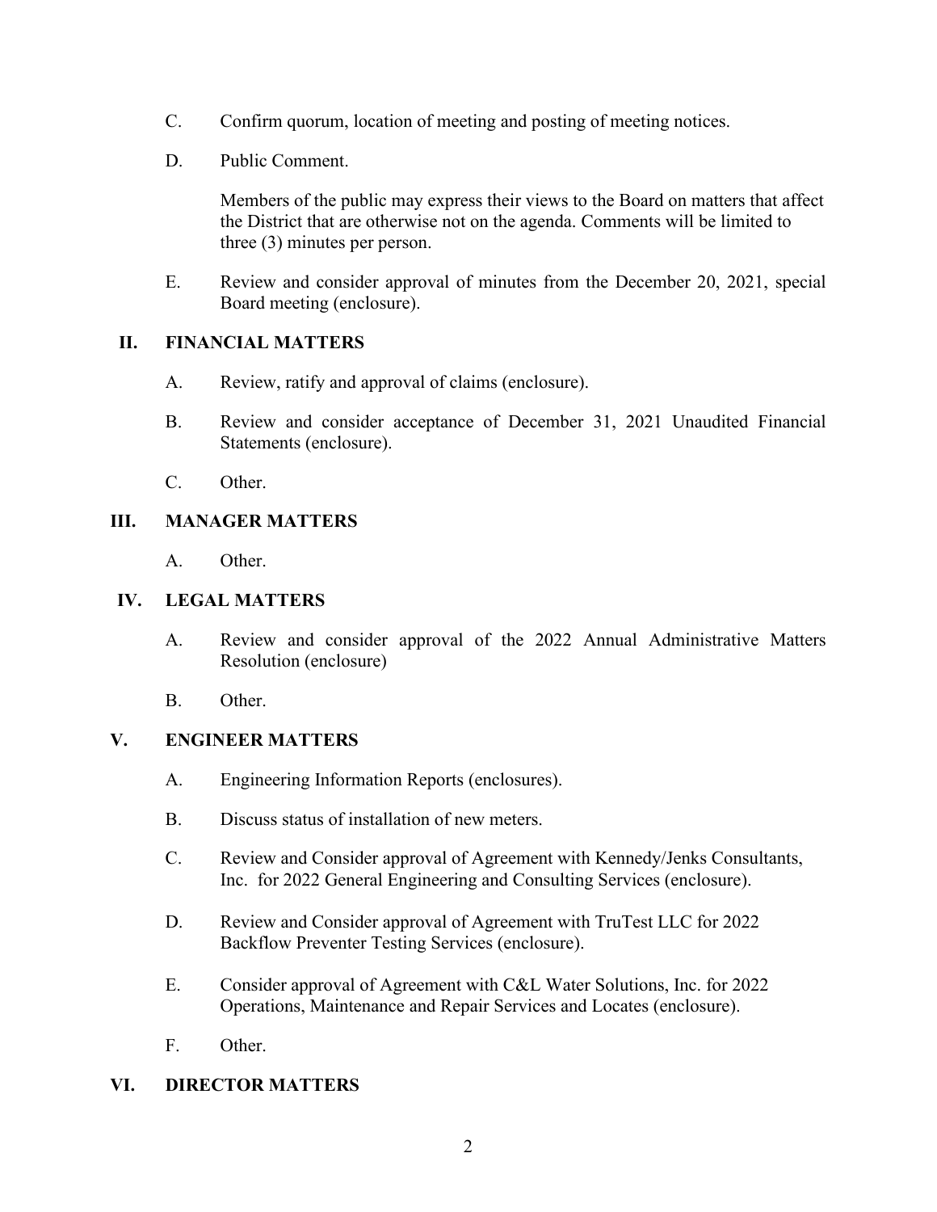C. Confirm quorum, location of meeting and posting of meeting notices.

D. Public Comment.

Members of the public may express their views to the Board on matters that affect the District that are otherwise not on the agenda. Comments will be limited to three (3) minutes per person.

E. Review and consider approval of minutes from the December 20, 2021, special Board meeting (enclosure).

## II. FINANCIAL MATTERS

A. Review, ratify and approval of claims (enclosure).

B. Review and consider acceptance of December 31, 2021 Unaudited Financial Statements (enclosure).

C. Other.

## III. MANAGER MATTERS

A. Other.

## IV. LEGAL MATTERS

A. Review and consider approval of the 2022 Annual Administrative Matters Resolution (enclosure)

B. Other.

## V. ENGINEER MATTERS

A. Engineering Information Reports (enclosures).

B. Discuss status of installation of new meters.

C. Review and Consider approval of Agreement with Kennedy/Jenks Consultants, Inc. for 2022 General Engineering and Consulting Services (enclosure).

D. Review and Consider approval of Agreement with TruTest LLC for 2022 Backflow Preventer Testing Services (enclosure).

E. Consider approval of Agreement with C&L Water Solutions, Inc. for 2022 Operations, Maintenance and Repair Services and Locates (enclosure).

F. Other.

## VI. DIRECTOR MATTERS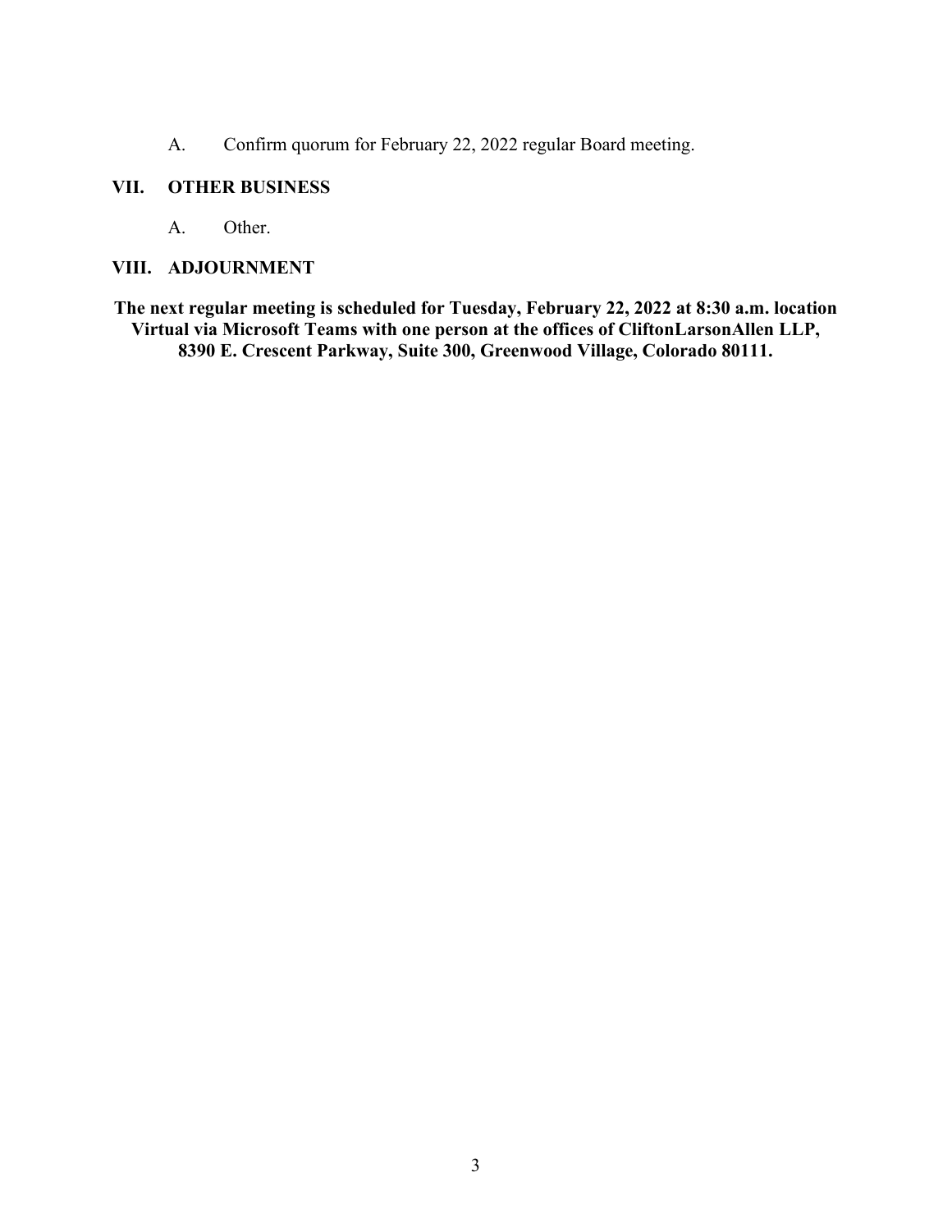A. Confirm quorum for February 22, 2022 regular Board meeting.

## VII. OTHER BUSINESS

A. Other.

## VIII. ADJOURNMENT

**The next regular meeting is scheduled for Tuesday, February 22, 2022 at 8:30 a.m. location Virtual via Microsoft Teams with one person at the offices of CliftonLarsonAllen LLP, 8390 E. Crescent Parkway, Suite 300, Greenwood Village, Colorado 80111.**